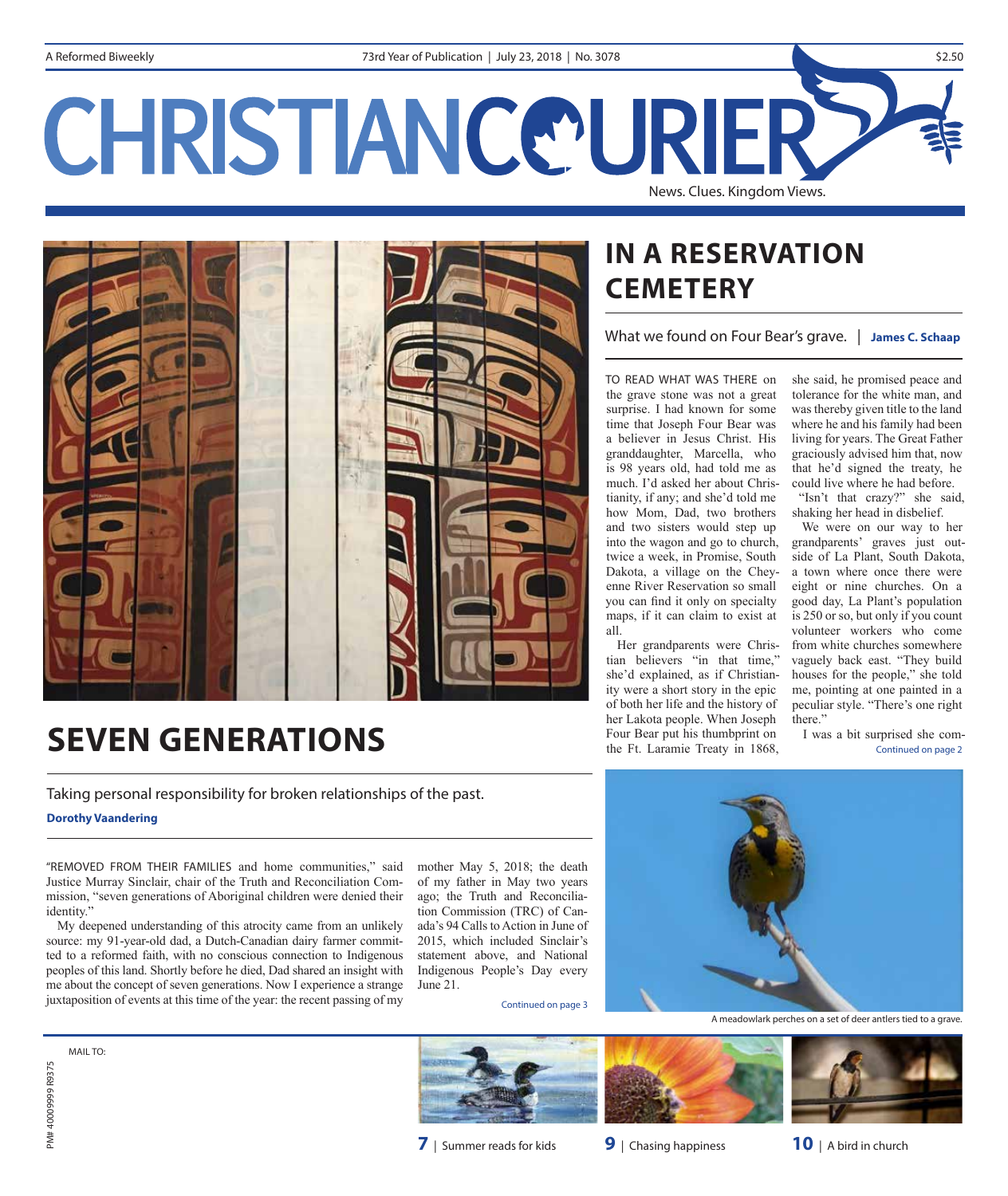A Reformed Biweekly | 73rd Year of Publication | July 23, 2018 | No. 3078 | $2.50

# CHRISTIAN COURIER

News. Clues. Kingdom Views.

## IN A RESERVATION CEMETERY

What we found on Four Bear's grave. | **James C. Schaap**

TO READ WHAT WAS THERE on the grave stone was not a great surprise. I had known for some time that Joseph Four Bear was a believer in Jesus Christ. His granddaughter, Marcella, who is 98 years old, had told me as much. I'd asked her about Christianity, if any; and she'd told me how Mom, Dad, two brothers and two sisters would step up into the wagon and go to church, twice a week, in Promise, South Dakota, a village on the Cheyenne River Reservation so small you can find it only on specialty maps, if it can claim to exist at all.

Her grandparents were Christian believers "in that time," she'd explained, as if Christianity were a short story in the epic of both her life and the history of her Lakota people. When Joseph Four Bear put his thumbprint on the Ft. Laramie Treaty in 1868, she said, he promised peace and tolerance for the white man, and was thereby given title to the land where he and his family had been living for years. The Great Father graciously advised him that, now that he'd signed the treaty, he could live where he had before.

"Isn't that crazy?" she said, shaking her head in disbelief.

We were on our way to her grandparents' graves just outside of La Plant, South Dakota, a town where once there were eight or nine churches. On a good day, La Plant's population is 250 or so, but only if you count volunteer workers who come from white churches somewhere vaguely back east. "They build houses for the people," she told me, pointing at one painted in a peculiar style. "There's one right there."

I was a bit surprised she com-

Continued on page 2

A meadowlark perches on a set of deer antlers tied to a grave.

## SEVEN GENERATIONS

Taking personal responsibility for broken relationships of the past.

**Dorothy Vaandering**

"REMOVED FROM THEIR FAMILIES and home communities," said Justice Murray Sinclair, chair of the Truth and Reconciliation Commission, "seven generations of Aboriginal children were denied their identity."

My deepened understanding of this atrocity came from an unlikely source: my 91-year-old dad, a Dutch-Canadian dairy farmer committed to a reformed faith, with no conscious connection to Indigenous peoples of this land. Shortly before he died, Dad shared an insight with me about the concept of seven generations. Now I experience a strange juxtaposition of events at this time of the year: the recent passing of my mother May 5, 2018; the death of my father in May two years ago; the Truth and Reconciliation Commission (TRC) of Canada's 94 Calls to Action in June of 2015, which included Sinclair's statement above, and National Indigenous People's Day every June 21.

Continued on page 3

MAIL TO:

PM# 40009999 R9375

**7** | Summer reads for kids

**9** | Chasing happiness

**10** | A bird in church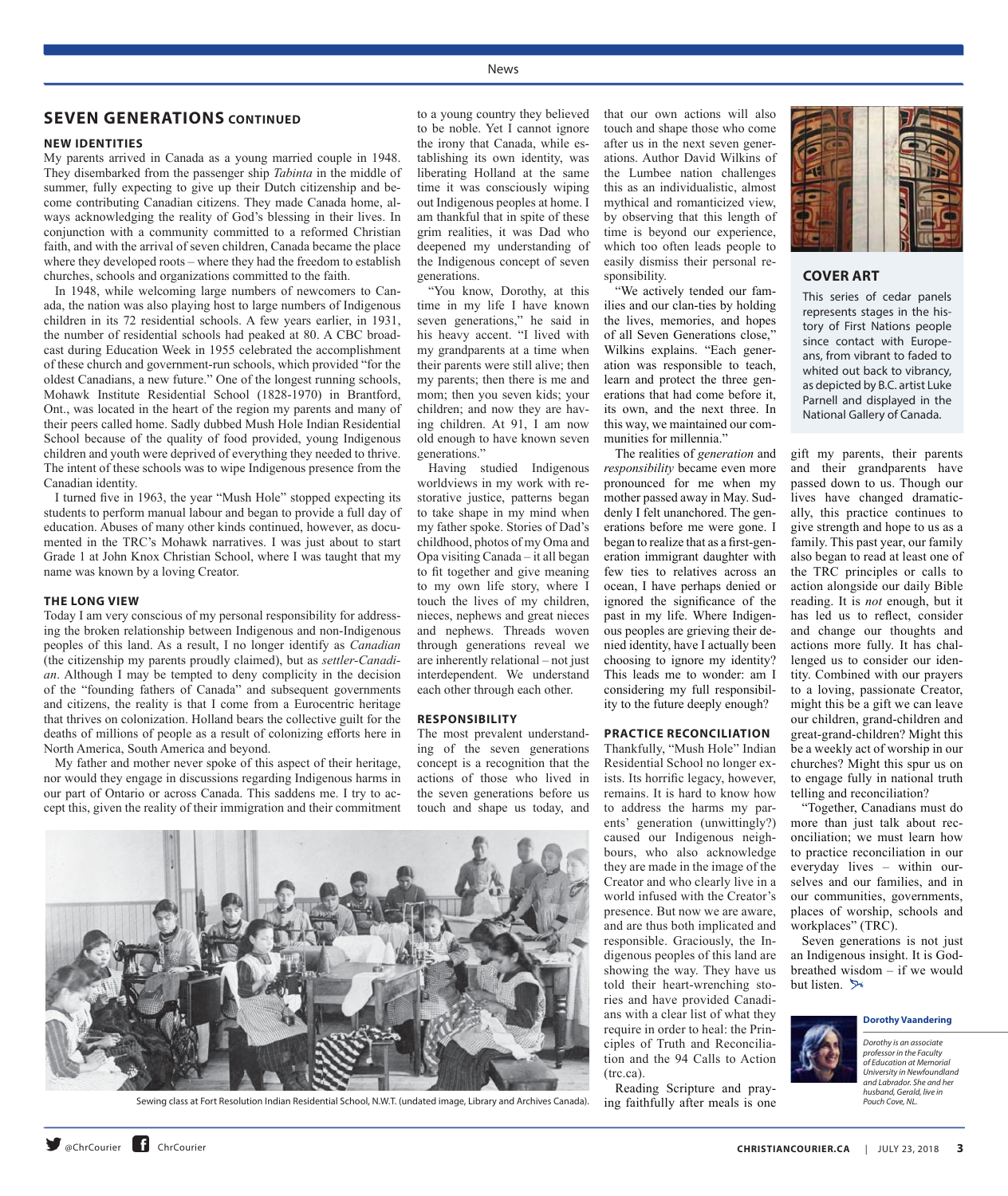## SEVEN GENERATIONS CONTINUED

### NEW IDENTITIES

My parents arrived in Canada as a young married couple in 1948. They disembarked from the passenger ship *Tabinta* in the middle of summer, fully expecting to give up their Dutch citizenship and become contributing Canadian citizens. They made Canada home, always acknowledging the reality of God's blessing in their lives. In conjunction with a community committed to a reformed Christian faith, and with the arrival of seven children, Canada became the place where they developed roots – where they had the freedom to establish churches, schools and organizations committed to the faith.

In 1948, while welcoming large numbers of newcomers to Canada, the nation was also playing host to large numbers of Indigenous children in its 72 residential schools. A few years earlier, in 1931, the number of residential schools had peaked at 80. A CBC broadcast during Education Week in 1955 celebrated the accomplishment of these church and government-run schools, which provided "for the oldest Canadians, a new future." One of the longest running schools, Mohawk Institute Residential School (1828-1970) in Brantford, Ont., was located in the heart of the region my parents and many of their peers called home. Sadly dubbed Mush Hole Indian Residential School because of the quality of food provided, young Indigenous children and youth were deprived of everything they needed to thrive. The intent of these schools was to wipe Indigenous presence from the Canadian identity.

I turned five in 1963, the year "Mush Hole" stopped expecting its students to perform manual labour and began to provide a full day of education. Abuses of many other kinds continued, however, as documented in the TRC's Mohawk narratives. I was just about to start Grade 1 at John Knox Christian School, where I was taught that my name was known by a loving Creator.

### THE LONG VIEW

Today I am very conscious of my personal responsibility for addressing the broken relationship between Indigenous and non-Indigenous peoples of this land. As a result, I no longer identify as *Canadian* (the citizenship my parents proudly claimed), but as *settler-Canadian*. Although I may be tempted to deny complicity in the decision of the "founding fathers of Canada" and subsequent governments and citizens, the reality is that I come from a Eurocentric heritage that thrives on colonization. Holland bears the collective guilt for the deaths of millions of people as a result of colonizing efforts here in North America, South America and beyond.

My father and mother never spoke of this aspect of their heritage, nor would they engage in discussions regarding Indigenous harms in our part of Ontario or across Canada. This saddens me. I try to accept this, given the reality of their immigration and their commitment to a young country they believed to be noble. Yet I cannot ignore the irony that Canada, while establishing its own identity, was liberating Holland at the same time it was consciously wiping out Indigenous peoples at home. I am thankful that in spite of these grim realities, it was Dad who deepened my understanding of the Indigenous concept of seven generations.

"You know, Dorothy, at this time in my life I have known seven generations," he said in his heavy accent. "I lived with my grandparents at a time when their parents were still alive; then my parents; then there is me and mom; then you seven kids; your children; and now they are having children. At 91, I am now old enough to have known seven generations."

Having studied Indigenous worldviews in my work with restorative justice, patterns began to take shape in my mind when my father spoke. Stories of Dad's childhood, photos of my Oma and Opa visiting Canada – it all began to fit together and give meaning to my own life story, where I touch the lives of my children, nieces, nephews and great nieces and nephews. Threads woven through generations reveal we are inherently relational – not just interdependent. We understand each other through each other.

### RESPONSIBILITY

The most prevalent understanding of the seven generations concept is a recognition that the actions of those who lived in the seven generations before us touch and shape us today, and that our own actions will also touch and shape those who come after us in the next seven generations. Author David Wilkins of the Lumbee nation challenges this as an individualistic, almost mythical and romanticized view, by observing that this length of time is beyond our experience, which too often leads people to easily dismiss their personal responsibility.

"We actively tended our families and our clan-ties by holding the lives, memories, and hopes of all Seven Generations close," Wilkins explains. "Each generation was responsible to teach, learn and protect the three generations that had come before it, its own, and the next three. In this way, we maintained our communities for millennia."

The realities of *generation* and *responsibility* became even more pronounced for me when my mother passed away in May. Suddenly I felt unanchored. The generations before me were gone. I began to realize that as a first-generation immigrant daughter with few ties to relatives across an ocean, I have perhaps denied or ignored the significance of the past in my life. Where Indigenous peoples are grieving their denied identity, have I actually been choosing to ignore my identity? This leads me to wonder: am I considering my full responsibility to the future deeply enough?

### PRACTICE RECONCILIATION

Thankfully, "Mush Hole" Indian Residential School no longer exists. Its horrific legacy, however, remains. It is hard to know how to address the harms my parents' generation (unwittingly?) caused our Indigenous neighbours, who also acknowledge they are made in the image of the Creator and who clearly live in a world infused with the Creator's presence. But now we are aware, and are thus both implicated and responsible. Graciously, the Indigenous peoples of this land are showing the way. They have us told their heart-wrenching stories and have provided Canadians with a clear list of what they require in order to heal: the Principles of Truth and Reconciliation and the 94 Calls to Action (trc.ca).

Reading Scripture and praying faithfully after meals is one gift my parents, their parents and their grandparents have passed down to us. Though our lives have changed dramatically, this practice continues to give strength and hope to us as a family. This past year, our family also began to read at least one of the TRC principles or calls to action alongside our daily Bible reading. It is *not* enough, but it has led us to reflect, consider and change our thoughts and actions more fully. It has challenged us to consider our identity. Combined with our prayers to a loving, passionate Creator, might this be a gift we can leave our children, grand-children and great-grand-children? Might this be a weekly act of worship in our churches? Might this spur us on to engage fully in national truth telling and reconciliation?

"Together, Canadians must do more than just talk about reconciliation; we must learn how to practice reconciliation in our everyday lives – within ourselves and our families, and in our communities, governments, places of worship, schools and workplaces" (TRC).

Seven generations is not just an Indigenous insight. It is God-breathed wisdom – if we would but listen.

Sewing class at Fort Resolution Indian Residential School, N.W.T. (undated image, Library and Archives Canada).

### COVER ART

This series of cedar panels represents stages in the history of First Nations people since contact with Europeans, from vibrant to faded to whited out back to vibrancy, as depicted by B.C. artist Luke Parnell and displayed in the National Gallery of Canada.

**Dorothy Vaandering**

*Dorothy is an associate professor in the Faculty of Education at Memorial University in Newfoundland and Labrador. She and her husband, Gerald, live in Pouch Cove, NL.*